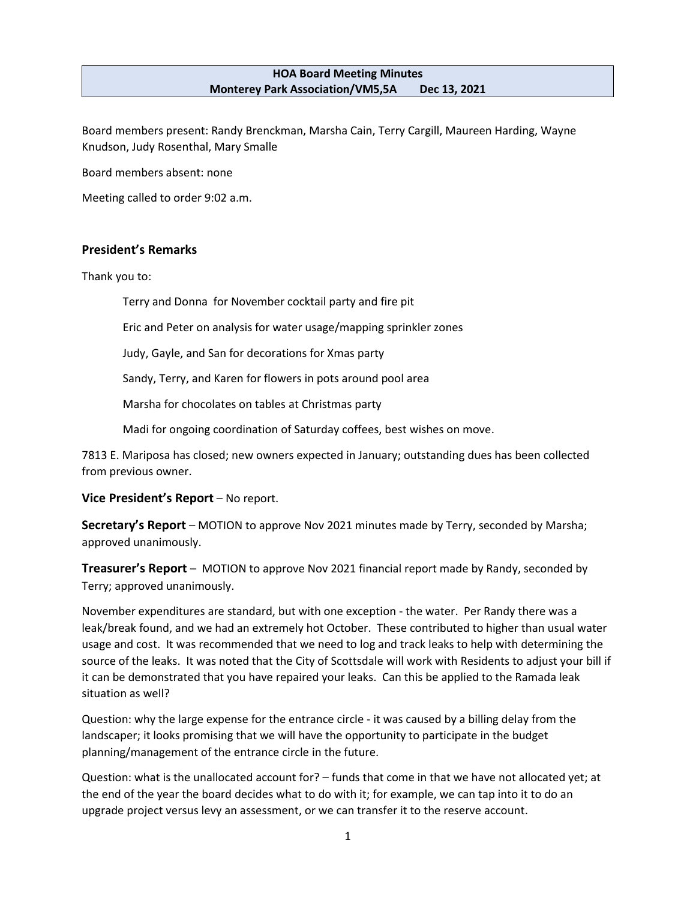# HOA Board Meeting Minutes
**Monterey Park Association/VM5,5A Dec 13, 2021**

Board members present: Randy Brenckman, Marsha Cain, Terry Cargill, Maureen Harding, Wayne Knudson, Judy Rosenthal, Mary Smalle

Board members absent: none

Meeting called to order 9:02 a.m.

## President's Remarks

Thank you to:

Terry and Donna for November cocktail party and fire pit

Eric and Peter on analysis for water usage/mapping sprinkler zones

Judy, Gayle, and San for decorations for Xmas party

Sandy, Terry, and Karen for flowers in pots around pool area

Marsha for chocolates on tables at Christmas party

Madi for ongoing coordination of Saturday coffees, best wishes on move.

7813 E. Mariposa has closed; new owners expected in January; outstanding dues has been collected from previous owner.

**Vice President's Report** – No report.

**Secretary's Report** – MOTION to approve Nov 2021 minutes made by Terry, seconded by Marsha; approved unanimously.

**Treasurer's Report** – MOTION to approve Nov 2021 financial report made by Randy, seconded by Terry; approved unanimously.

November expenditures are standard, but with one exception - the water. Per Randy there was a leak/break found, and we had an extremely hot October. These contributed to higher than usual water usage and cost. It was recommended that we need to log and track leaks to help with determining the source of the leaks. It was noted that the City of Scottsdale will work with Residents to adjust your bill if it can be demonstrated that you have repaired your leaks. Can this be applied to the Ramada leak situation as well?

Question: why the large expense for the entrance circle - it was caused by a billing delay from the landscaper; it looks promising that we will have the opportunity to participate in the budget planning/management of the entrance circle in the future.

Question: what is the unallocated account for? – funds that come in that we have not allocated yet; at the end of the year the board decides what to do with it; for example, we can tap into it to do an upgrade project versus levy an assessment, or we can transfer it to the reserve account.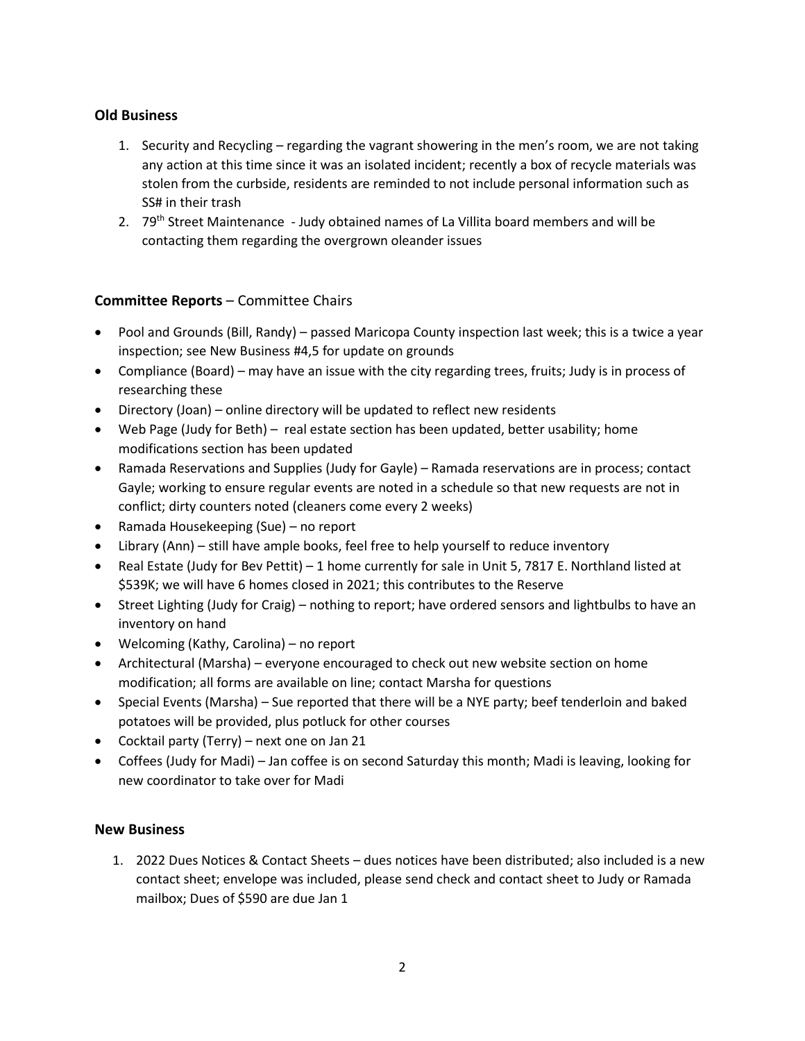## Old Business

1. Security and Recycling – regarding the vagrant showering in the men's room, we are not taking any action at this time since it was an isolated incident; recently a box of recycle materials was stolen from the curbside, residents are reminded to not include personal information such as SS# in their trash
2. 79th Street Maintenance - Judy obtained names of La Villita board members and will be contacting them regarding the overgrown oleander issues

## Committee Reports – Committee Chairs

- Pool and Grounds (Bill, Randy) – passed Maricopa County inspection last week; this is a twice a year inspection; see New Business #4,5 for update on grounds
- Compliance (Board) – may have an issue with the city regarding trees, fruits; Judy is in process of researching these
- Directory (Joan) – online directory will be updated to reflect new residents
- Web Page (Judy for Beth) – real estate section has been updated, better usability; home modifications section has been updated
- Ramada Reservations and Supplies (Judy for Gayle) – Ramada reservations are in process; contact Gayle; working to ensure regular events are noted in a schedule so that new requests are not in conflict; dirty counters noted (cleaners come every 2 weeks)
- Ramada Housekeeping (Sue) – no report
- Library (Ann) – still have ample books, feel free to help yourself to reduce inventory
- Real Estate (Judy for Bev Pettit) – 1 home currently for sale in Unit 5, 7817 E. Northland listed at $539K; we will have 6 homes closed in 2021; this contributes to the Reserve
- Street Lighting (Judy for Craig) – nothing to report; have ordered sensors and lightbulbs to have an inventory on hand
- Welcoming (Kathy, Carolina) – no report
- Architectural (Marsha) – everyone encouraged to check out new website section on home modification; all forms are available on line; contact Marsha for questions
- Special Events (Marsha) – Sue reported that there will be a NYE party; beef tenderloin and baked potatoes will be provided, plus potluck for other courses
- Cocktail party (Terry) – next one on Jan 21
- Coffees (Judy for Madi) – Jan coffee is on second Saturday this month; Madi is leaving, looking for new coordinator to take over for Madi

## New Business

1. 2022 Dues Notices & Contact Sheets – dues notices have been distributed; also included is a new contact sheet; envelope was included, please send check and contact sheet to Judy or Ramada mailbox; Dues of $590 are due Jan 1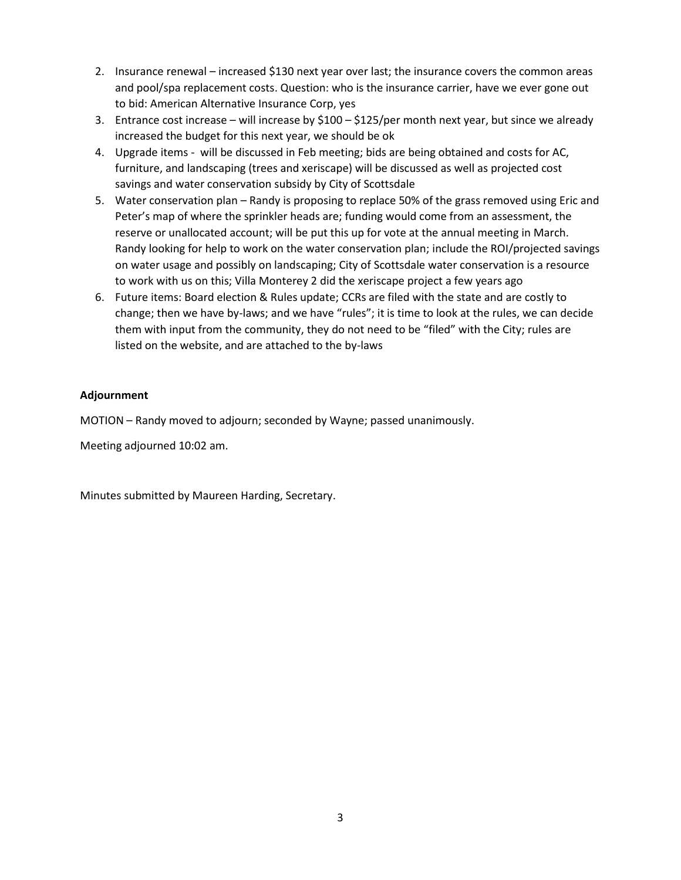2. Insurance renewal – increased $130 next year over last; the insurance covers the common areas and pool/spa replacement costs. Question: who is the insurance carrier, have we ever gone out to bid: American Alternative Insurance Corp, yes
3. Entrance cost increase – will increase by $100 – $125/per month next year, but since we already increased the budget for this next year, we should be ok
4. Upgrade items - will be discussed in Feb meeting; bids are being obtained and costs for AC, furniture, and landscaping (trees and xeriscape) will be discussed as well as projected cost savings and water conservation subsidy by City of Scottsdale
5. Water conservation plan – Randy is proposing to replace 50% of the grass removed using Eric and Peter's map of where the sprinkler heads are; funding would come from an assessment, the reserve or unallocated account; will be put this up for vote at the annual meeting in March. Randy looking for help to work on the water conservation plan; include the ROI/projected savings on water usage and possibly on landscaping; City of Scottsdale water conservation is a resource to work with us on this; Villa Monterey 2 did the xeriscape project a few years ago
6. Future items: Board election & Rules update; CCRs are filed with the state and are costly to change; then we have by-laws; and we have "rules"; it is time to look at the rules, we can decide them with input from the community, they do not need to be "filed" with the City; rules are listed on the website, and are attached to the by-laws

**Adjournment**

MOTION – Randy moved to adjourn; seconded by Wayne; passed unanimously.

Meeting adjourned 10:02 am.

Minutes submitted by Maureen Harding, Secretary.